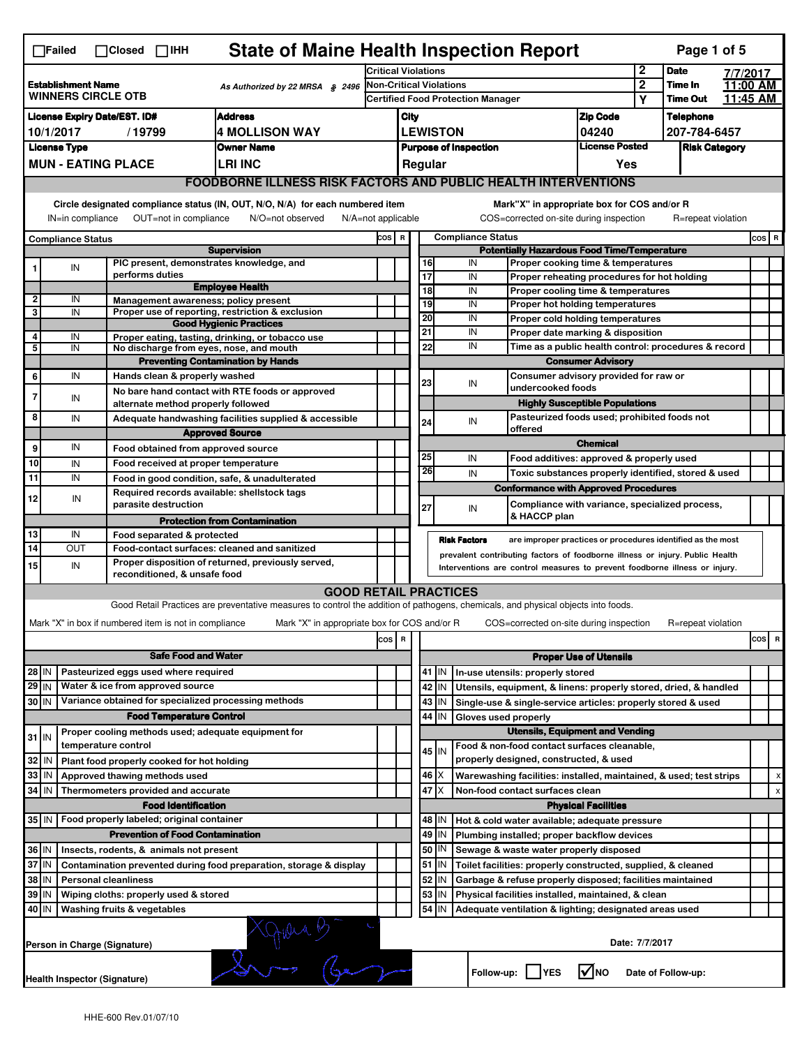☐Failed ☐Closed ☐IHH

# State of Maine Health Inspection Report

| Establishment Name | As Authorized by 22 MRSA § 2496 | Critical Violations | 2 | Date | 7/7/2017 |
|---|---|---|---|---|---|
| WINNERS CIRCLE OTB | | Non-Critical Violations | 2 | Time In | 11:00 AM |
| | | Certified Food Protection Manager | Y | Time Out | 11:45 AM |

| License Expiry Date/EST. ID# | Address | City | Zip Code | Telephone |
|---|---|---|---|---|
| 10/1/2017 / 19799 | 4 MOLLISON WAY | LEWISTON | 04240 | 207-784-6457 |

| License Type | Owner Name | Purpose of Inspection | License Posted | Risk Category |
|---|---|---|---|---|
| MUN - EATING PLACE | LRI INC | Regular | Yes | |

## FOODBORNE ILLNESS RISK FACTORS AND PUBLIC HEALTH INTERVENTIONS

Circle designated compliance status (IN, OUT, N/O, N/A) for each numbered item — IN=in compliance OUT=not in compliance N/O=not observed N/A=not applicable

Mark "X" in appropriate box for COS and/or R — COS=corrected on-site during inspection R=repeat violation

| # | Compliance Status | Item | COS | R |
|---|---|---|---|---|
| | | **Supervision** | | |
| 1 | IN | PIC present, demonstrates knowledge, and performs duties | | |
| | | **Employee Health** | | |
| 2 | IN | Management awareness; policy present | | |
| 3 | IN | Proper use of reporting, restriction & exclusion | | |
| | | **Good Hygienic Practices** | | |
| 4 | IN | Proper eating, tasting, drinking, or tobacco use | | |
| 5 | IN | No discharge from eyes, nose, and mouth | | |
| | | **Preventing Contamination by Hands** | | |
| 6 | IN | Hands clean & properly washed | | |
| 7 | IN | No bare hand contact with RTE foods or approved alternate method properly followed | | |
| 8 | IN | Adequate handwashing facilities supplied & accessible | | |
| | | **Approved Source** | | |
| 9 | IN | Food obtained from approved source | | |
| 10 | IN | Food received at proper temperature | | |
| 11 | IN | Food in good condition, safe, & unadulterated | | |
| 12 | IN | Required records available: shellstock tags parasite destruction | | |
| | | **Protection from Contamination** | | |
| 13 | IN | Food separated & protected | | |
| 14 | OUT | Food-contact surfaces: cleaned and sanitized | | |
| 15 | IN | Proper disposition of returned, previously served, reconditioned, & unsafe food | | |
| | | **Potentially Hazardous Food Time/Temperature** | | |
| 16 | IN | Proper cooking time & temperatures | | |
| 17 | IN | Proper reheating procedures for hot holding | | |
| 18 | IN | Proper cooling time & temperatures | | |
| 19 | IN | Proper hot holding temperatures | | |
| 20 | IN | Proper cold holding temperatures | | |
| 21 | IN | Proper date marking & disposition | | |
| 22 | IN | Time as a public health control: procedures & record | | |
| | | **Consumer Advisory** | | |
| 23 | IN | Consumer advisory provided for raw or undercooked foods | | |
| | | **Highly Susceptible Populations** | | |
| 24 | IN | Pasteurized foods used; prohibited foods not offered | | |
| | | **Chemical** | | |
| 25 | IN | Food additives: approved & properly used | | |
| 26 | IN | Toxic substances properly identified, stored & used | | |
| | | **Conformance with Approved Procedures** | | |
| 27 | IN | Compliance with variance, specialized process, & HACCP plan | | |

**Risk Factors** are improper practices or procedures identified as the most prevalent contributing factors of foodborne illness or injury. Public Health Interventions are control measures to prevent foodborne illness or injury.

## GOOD RETAIL PRACTICES

Good Retail Practices are preventative measures to control the addition of pathogens, chemicals, and physical objects into foods.

Mark "X" in box if numbered item is not in compliance — Mark "X" in appropriate box for COS and/or R — COS=corrected on-site during inspection R=repeat violation

| # | Status | Item | COS | R |
|---|---|---|---|---|
| | | **Safe Food and Water** | | |
| 28 | IN | Pasteurized eggs used where required | | |
| 29 | IN | Water & ice from approved source | | |
| 30 | IN | Variance obtained for specialized processing methods | | |
| | | **Food Temperature Control** | | |
| 31 | IN | Proper cooling methods used; adequate equipment for temperature control | | |
| 32 | IN | Plant food properly cooked for hot holding | | |
| 33 | IN | Approved thawing methods used | | |
| 34 | IN | Thermometers provided and accurate | | |
| | | **Food Identification** | | |
| 35 | IN | Food properly labeled; original container | | |
| | | **Prevention of Food Contamination** | | |
| 36 | IN | Insects, rodents, & animals not present | | |
| 37 | IN | Contamination prevented during food preparation, storage & display | | |
| 38 | IN | Personal cleanliness | | |
| 39 | IN | Wiping cloths: properly used & stored | | |
| 40 | IN | Washing fruits & vegetables | | |
| | | **Proper Use of Utensils** | | |
| 41 | IN | In-use utensils: properly stored | | |
| 42 | IN | Utensils, equipment, & linens: properly stored, dried, & handled | | |
| 43 | IN | Single-use & single-service articles: properly stored & used | | |
| 44 | IN | Gloves used properly | | |
| | | **Utensils, Equipment and Vending** | | |
| 45 | IN | Food & non-food contact surfaces cleanable, properly designed, constructed, & used | | |
| 46 | X | Warewashing facilities: installed, maintained, & used; test strips | | x |
| 47 | X | Non-food contact surfaces clean | | x |
| | | **Physical Facilities** | | |
| 48 | IN | Hot & cold water available; adequate pressure | | |
| 49 | IN | Plumbing installed; proper backflow devices | | |
| 50 | IN | Sewage & waste water properly disposed | | |
| 51 | IN | Toilet facilities: properly constructed, supplied, & cleaned | | |
| 52 | IN | Garbage & refuse properly disposed; facilities maintained | | |
| 53 | IN | Physical facilities installed, maintained, & clean | | |
| 54 | IN | Adequate ventilation & lighting; designated areas used | | |

Person in Charge (Signature) — Date: 7/7/2017

Health Inspector (Signature)

Follow-up: ☐ YES ☑ NO Date of Follow-up:

HHE-600 Rev.01/07/10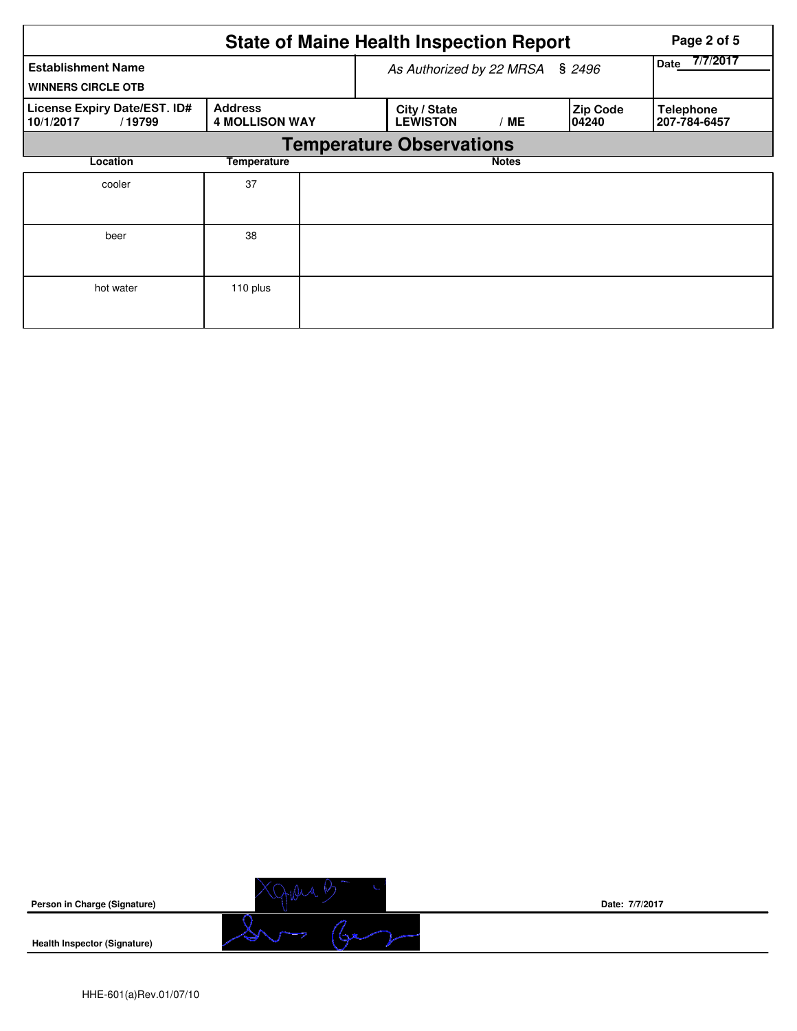# State of Maine Health Inspection Report

| Establishment Name | As Authorized by 22 MRSA § 2496 | | | Date 7/7/2017 |
|---|---|---|---|---|
| WINNERS CIRCLE OTB | | | | |
| **License Expiry Date/EST. ID#** 10/1/2017 / 19799 | **Address** 4 MOLLISON WAY | **City / State** LEWISTON / ME | **Zip Code** 04240 | **Telephone** 207-784-6457 |

## Temperature Observations

| Location | Temperature | Notes |
|---|---|---|
| cooler | 37 | |
| beer | 38 | |
| hot water | 110 plus | |

**Person in Charge (Signature)** &nbsp;&nbsp;&nbsp;&nbsp; Date: 7/7/2017

**Health Inspector (Signature)**

HHE-601(a)Rev.01/07/10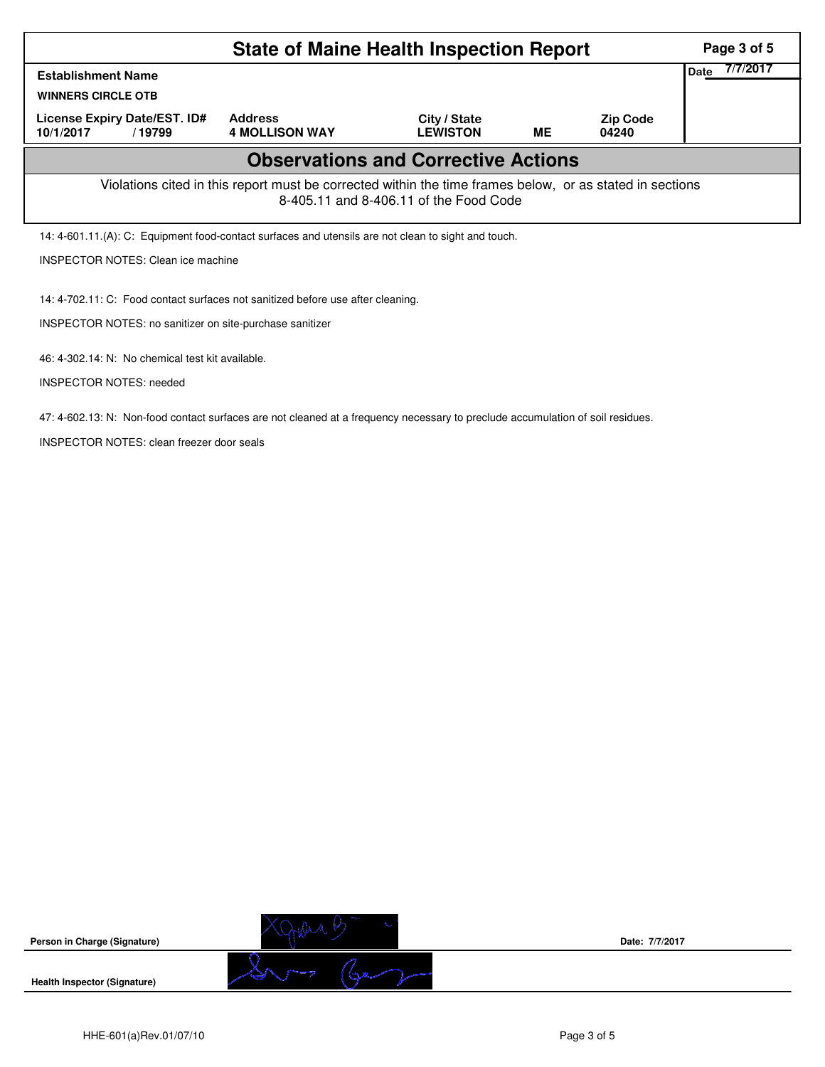# State of Maine Health Inspection Report

| Establishment Name | | | | | Date 7/7/2017 |
|---|---|---|---|---|---|
| WINNERS CIRCLE OTB | | | | | |
| License Expiry Date/EST. ID# | Address | City / State | | Zip Code | |
| 10/1/2017 / 19799 | 4 MOLLISON WAY | LEWISTON | ME | 04240 | |

## Observations and Corrective Actions

Violations cited in this report must be corrected within the time frames below, or as stated in sections 8-405.11 and 8-406.11 of the Food Code

14: 4-601.11.(A): C: Equipment food-contact surfaces and utensils are not clean to sight and touch.

INSPECTOR NOTES: Clean ice machine

14: 4-702.11: C: Food contact surfaces not sanitized before use after cleaning.

INSPECTOR NOTES: no sanitizer on site-purchase sanitizer

46: 4-302.14: N: No chemical test kit available.

INSPECTOR NOTES: needed

47: 4-602.13: N: Non-food contact surfaces are not cleaned at a frequency necessary to preclude accumulation of soil residues.

INSPECTOR NOTES: clean freezer door seals

**Person in Charge (Signature)** &nbsp;&nbsp;&nbsp;&nbsp; **Date: 7/7/2017**

**Health Inspector (Signature)**

HHE-601(a)Rev.01/07/10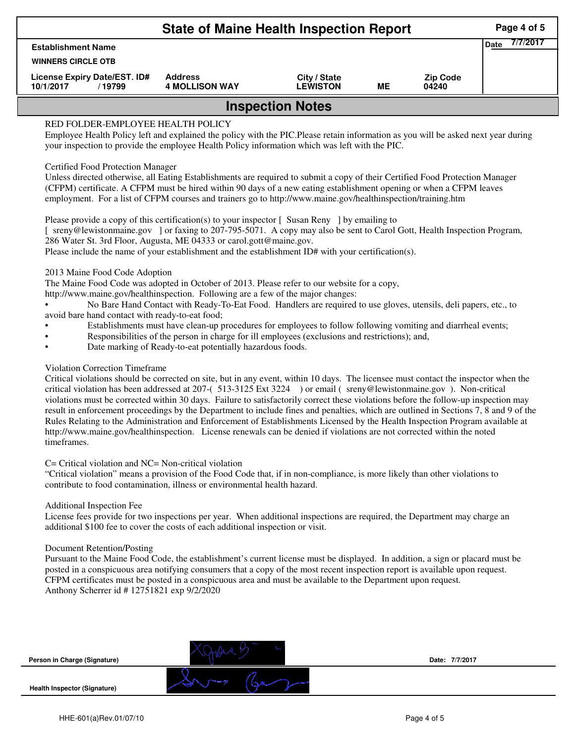# State of Maine Health Inspection Report

| Establishment Name | | | | | Date 7/7/2017 |
|---|---|---|---|---|---|
| WINNERS CIRCLE OTB | | | | | |
| License Expiry Date/EST. ID# | Address | City / State | | Zip Code | |
| 10/1/2017 / 19799 | 4 MOLLISON WAY | LEWISTON | ME | 04240 | |

## Inspection Notes

RED FOLDER-EMPLOYEE HEALTH POLICY
Employee Health Policy left and explained the policy with the PIC.Please retain information as you will be asked next year during your inspection to provide the employee Health Policy information which was left with the PIC.

Certified Food Protection Manager
Unless directed otherwise, all Eating Establishments are required to submit a copy of their Certified Food Protection Manager (CFPM) certificate. A CFPM must be hired within 90 days of a new eating establishment opening or when a CFPM leaves employment. For a list of CFPM courses and trainers go to http://www.maine.gov/healthinspection/training.htm

Please provide a copy of this certification(s) to your inspector [ Susan Reny ] by emailing to [ sreny@lewistonmaine.gov ] or faxing to 207-795-5071. A copy may also be sent to Carol Gott, Health Inspection Program, 286 Water St. 3rd Floor, Augusta, ME 04333 or carol.gott@maine.gov.
Please include the name of your establishment and the establishment ID# with your certification(s).

2013 Maine Food Code Adoption
The Maine Food Code was adopted in October of 2013. Please refer to our website for a copy, http://www.maine.gov/healthinspection. Following are a few of the major changes:

- No Bare Hand Contact with Ready-To-Eat Food. Handlers are required to use gloves, utensils, deli papers, etc., to avoid bare hand contact with ready-to-eat food;
- Establishments must have clean-up procedures for employees to follow following vomiting and diarrheal events;
- Responsibilities of the person in charge for ill employees (exclusions and restrictions); and,
- Date marking of Ready-to-eat potentially hazardous foods.

Violation Correction Timeframe
Critical violations should be corrected on site, but in any event, within 10 days. The licensee must contact the inspector when the critical violation has been addressed at 207-( 513-3125 Ext 3224 ) or email ( sreny@lewistonmaine.gov ). Non-critical violations must be corrected within 30 days. Failure to satisfactorily correct these violations before the follow-up inspection may result in enforcement proceedings by the Department to include fines and penalties, which are outlined in Sections 7, 8 and 9 of the Rules Relating to the Administration and Enforcement of Establishments Licensed by the Health Inspection Program available at http://www.maine.gov/healthinspection. License renewals can be denied if violations are not corrected within the noted timeframes.

C= Critical violation and NC= Non-critical violation
"Critical violation" means a provision of the Food Code that, if in non-compliance, is more likely than other violations to contribute to food contamination, illness or environmental health hazard.

Additional Inspection Fee
License fees provide for two inspections per year. When additional inspections are required, the Department may charge an additional $100 fee to cover the costs of each additional inspection or visit.

Document Retention/Posting
Pursuant to the Maine Food Code, the establishment's current license must be displayed. In addition, a sign or placard must be posted in a conspicuous area notifying consumers that a copy of the most recent inspection report is available upon request. CFPM certificates must be posted in a conspicuous area and must be available to the Department upon request.
Anthony Scherrer id # 12751821 exp 9/2/2020

Person in Charge (Signature) Date: 7/7/2017

Health Inspector (Signature)

HHE-601(a)Rev.01/07/10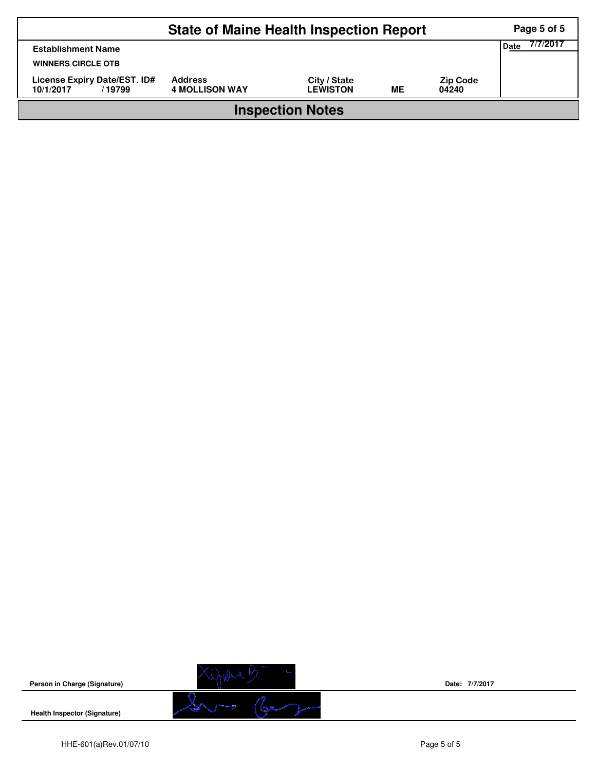# State of Maine Health Inspection Report

| | | | | | |
|---|---|---|---|---|---|
| **Establishment Name** | | | | | **Date** 7/7/2017 |
| **WINNERS CIRCLE OTB** | | | | | |
| **License Expiry Date/EST. ID#** 10/1/2017 / 19799 | **Address** 4 MOLLISON WAY | **City / State** LEWISTON | ME | **Zip Code** 04240 | |

## Inspection Notes

**Person in Charge (Signature)** Date: 7/7/2017

**Health Inspector (Signature)**

HHE-601(a)Rev.01/07/10